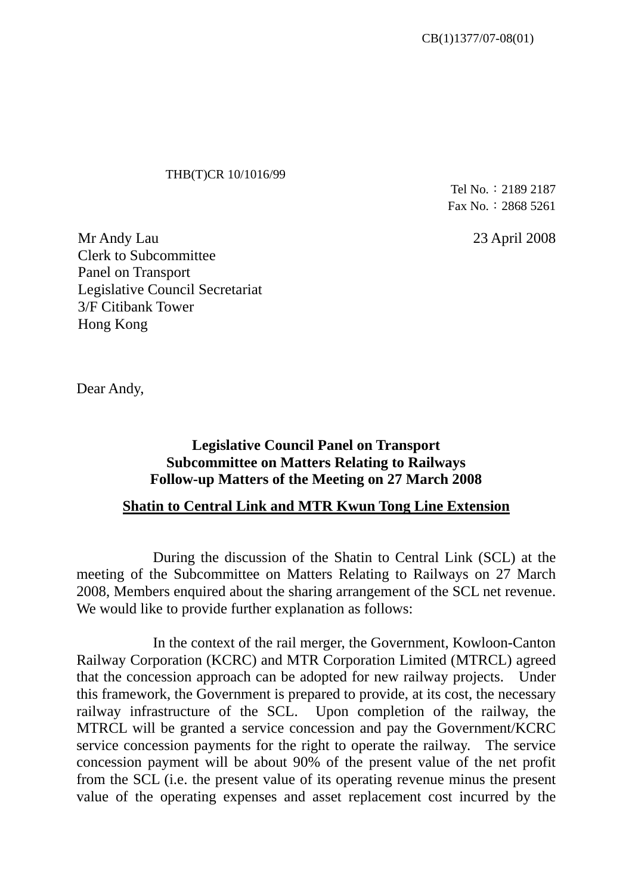CB(1)1377/07-08(01)

THB(T)CR 10/1016/99

Tel No.：2189 2187
Fax No.：2868 5261

Mr Andy Lau
Clerk to Subcommittee
Panel on Transport
Legislative Council Secretariat
3/F Citibank Tower
Hong Kong

23 April 2008

Dear Andy,

**Legislative Council Panel on Transport**
**Subcommittee on Matters Relating to Railways**
**Follow-up Matters of the Meeting on 27 March 2008**

**Shatin to Central Link and MTR Kwun Tong Line Extension**

During the discussion of the Shatin to Central Link (SCL) at the meeting of the Subcommittee on Matters Relating to Railways on 27 March 2008, Members enquired about the sharing arrangement of the SCL net revenue. We would like to provide further explanation as follows:

In the context of the rail merger, the Government, Kowloon-Canton Railway Corporation (KCRC) and MTR Corporation Limited (MTRCL) agreed that the concession approach can be adopted for new railway projects. Under this framework, the Government is prepared to provide, at its cost, the necessary railway infrastructure of the SCL. Upon completion of the railway, the MTRCL will be granted a service concession and pay the Government/KCRC service concession payments for the right to operate the railway. The service concession payment will be about 90% of the present value of the net profit from the SCL (i.e. the present value of its operating revenue minus the present value of the operating expenses and asset replacement cost incurred by the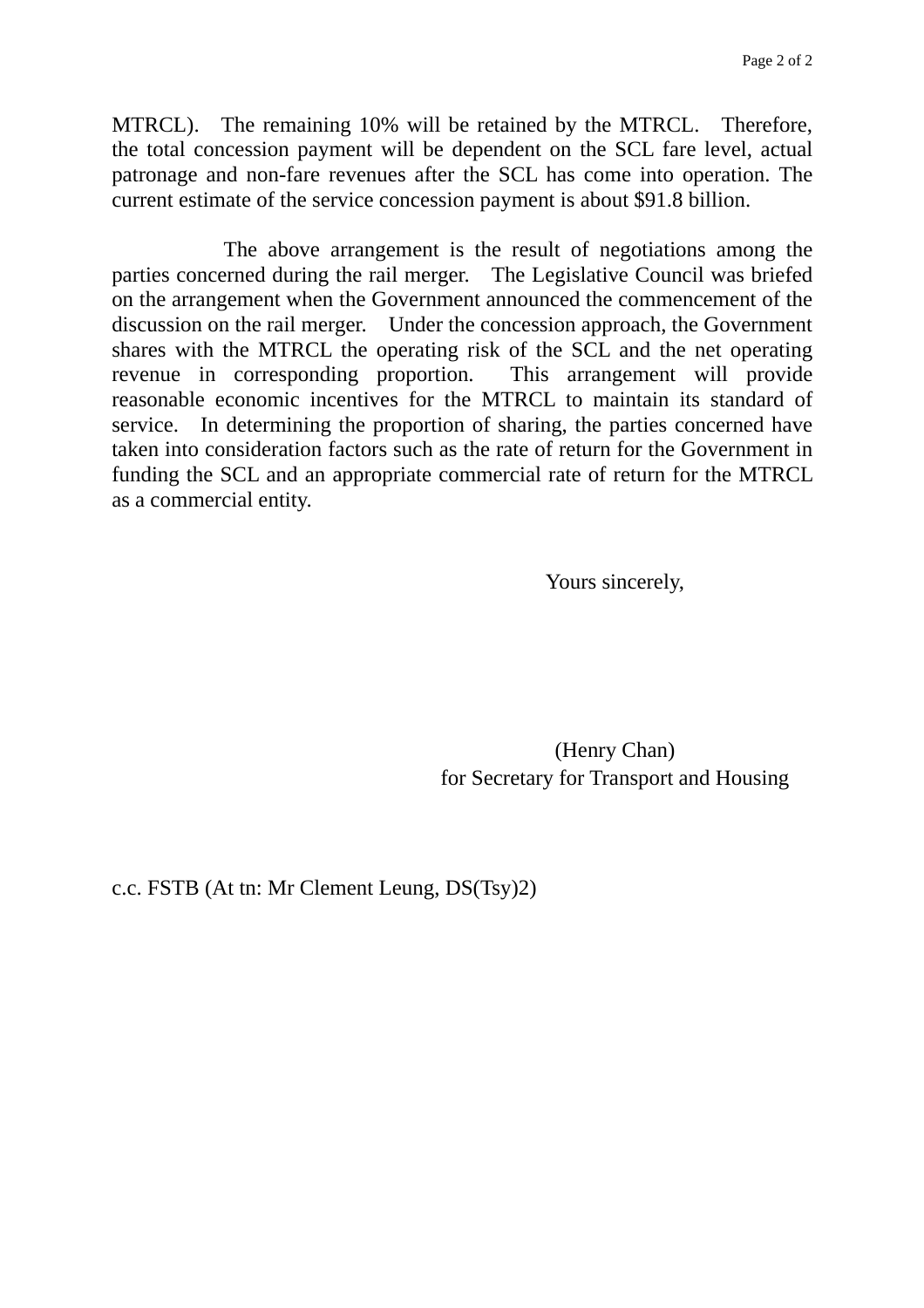MTRCL). The remaining 10% will be retained by the MTRCL. Therefore, the total concession payment will be dependent on the SCL fare level, actual patronage and non-fare revenues after the SCL has come into operation. The current estimate of the service concession payment is about $91.8 billion.

The above arrangement is the result of negotiations among the parties concerned during the rail merger. The Legislative Council was briefed on the arrangement when the Government announced the commencement of the discussion on the rail merger. Under the concession approach, the Government shares with the MTRCL the operating risk of the SCL and the net operating revenue in corresponding proportion. This arrangement will provide reasonable economic incentives for the MTRCL to maintain its standard of service. In determining the proportion of sharing, the parties concerned have taken into consideration factors such as the rate of return for the Government in funding the SCL and an appropriate commercial rate of return for the MTRCL as a commercial entity.

Yours sincerely,

(Henry Chan)
for Secretary for Transport and Housing

c.c. FSTB (At tn: Mr Clement Leung, DS(Tsy)2)